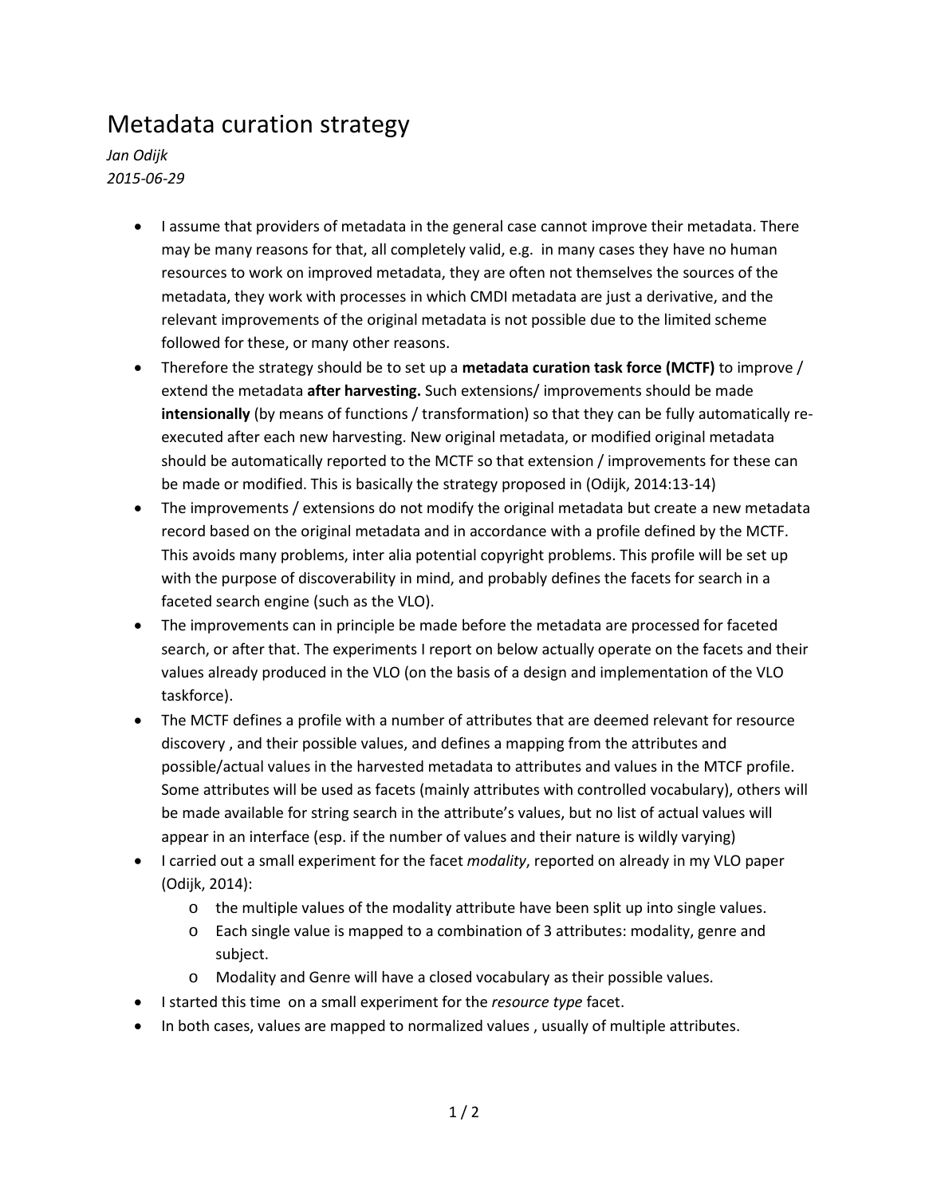# Metadata curation strategy

*Jan Odijk*
*2015-06-29*

- I assume that providers of metadata in the general case cannot improve their metadata. There may be many reasons for that, all completely valid, e.g. in many cases they have no human resources to work on improved metadata, they are often not themselves the sources of the metadata, they work with processes in which CMDI metadata are just a derivative, and the relevant improvements of the original metadata is not possible due to the limited scheme followed for these, or many other reasons.
- Therefore the strategy should be to set up a **metadata curation task force (MCTF)** to improve / extend the metadata **after harvesting.** Such extensions/ improvements should be made **intensionally** (by means of functions / transformation) so that they can be fully automatically re-executed after each new harvesting. New original metadata, or modified original metadata should be automatically reported to the MCTF so that extension / improvements for these can be made or modified. This is basically the strategy proposed in (Odijk, 2014:13-14)
- The improvements / extensions do not modify the original metadata but create a new metadata record based on the original metadata and in accordance with a profile defined by the MCTF. This avoids many problems, inter alia potential copyright problems. This profile will be set up with the purpose of discoverability in mind, and probably defines the facets for search in a faceted search engine (such as the VLO).
- The improvements can in principle be made before the metadata are processed for faceted search, or after that. The experiments I report on below actually operate on the facets and their values already produced in the VLO (on the basis of a design and implementation of the VLO taskforce).
- The MCTF defines a profile with a number of attributes that are deemed relevant for resource discovery , and their possible values, and defines a mapping from the attributes and possible/actual values in the harvested metadata to attributes and values in the MTCF profile. Some attributes will be used as facets (mainly attributes with controlled vocabulary), others will be made available for string search in the attribute's values, but no list of actual values will appear in an interface (esp. if the number of values and their nature is wildly varying)
- I carried out a small experiment for the facet *modality*, reported on already in my VLO paper (Odijk, 2014):
  - the multiple values of the modality attribute have been split up into single values.
  - Each single value is mapped to a combination of 3 attributes: modality, genre and subject.
  - Modality and Genre will have a closed vocabulary as their possible values.
- I started this time on a small experiment for the *resource type* facet.
- In both cases, values are mapped to normalized values , usually of multiple attributes.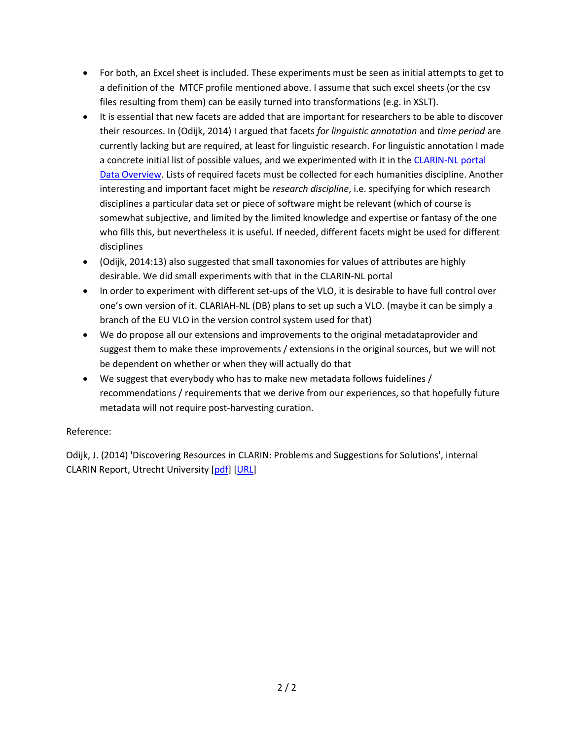- For both, an Excel sheet is included. These experiments must be seen as initial attempts to get to a definition of the MTCF profile mentioned above. I assume that such excel sheets (or the csv files resulting from them) can be easily turned into transformations (e.g. in XSLT).
- It is essential that new facets are added that are important for researchers to be able to discover their resources. In (Odijk, 2014) I argued that facets *for linguistic annotation* and *time period* are currently lacking but are required, at least for linguistic research. For linguistic annotation I made a concrete initial list of possible values, and we experimented with it in the [CLARIN-NL portal Data Overview](). Lists of required facets must be collected for each humanities discipline. Another interesting and important facet might be *research discipline*, i.e. specifying for which research disciplines a particular data set or piece of software might be relevant (which of course is somewhat subjective, and limited by the limited knowledge and expertise or fantasy of the one who fills this, but nevertheless it is useful. If needed, different facets might be used for different disciplines
- (Odijk, 2014:13) also suggested that small taxonomies for values of attributes are highly desirable. We did small experiments with that in the CLARIN-NL portal
- In order to experiment with different set-ups of the VLO, it is desirable to have full control over one's own version of it. CLARIAH-NL (DB) plans to set up such a VLO. (maybe it can be simply a branch of the EU VLO in the version control system used for that)
- We do propose all our extensions and improvements to the original metadataprovider and suggest them to make these improvements / extensions in the original sources, but we will not be dependent on whether or when they will actually do that
- We suggest that everybody who has to make new metadata follows fuidelines / recommendations / requirements that we derive from our experiences, so that hopefully future metadata will not require post-harvesting curation.

Reference:

Odijk, J. (2014) 'Discovering Resources in CLARIN: Problems and Suggestions for Solutions', internal CLARIN Report, Utrecht University [pdf] [URL]